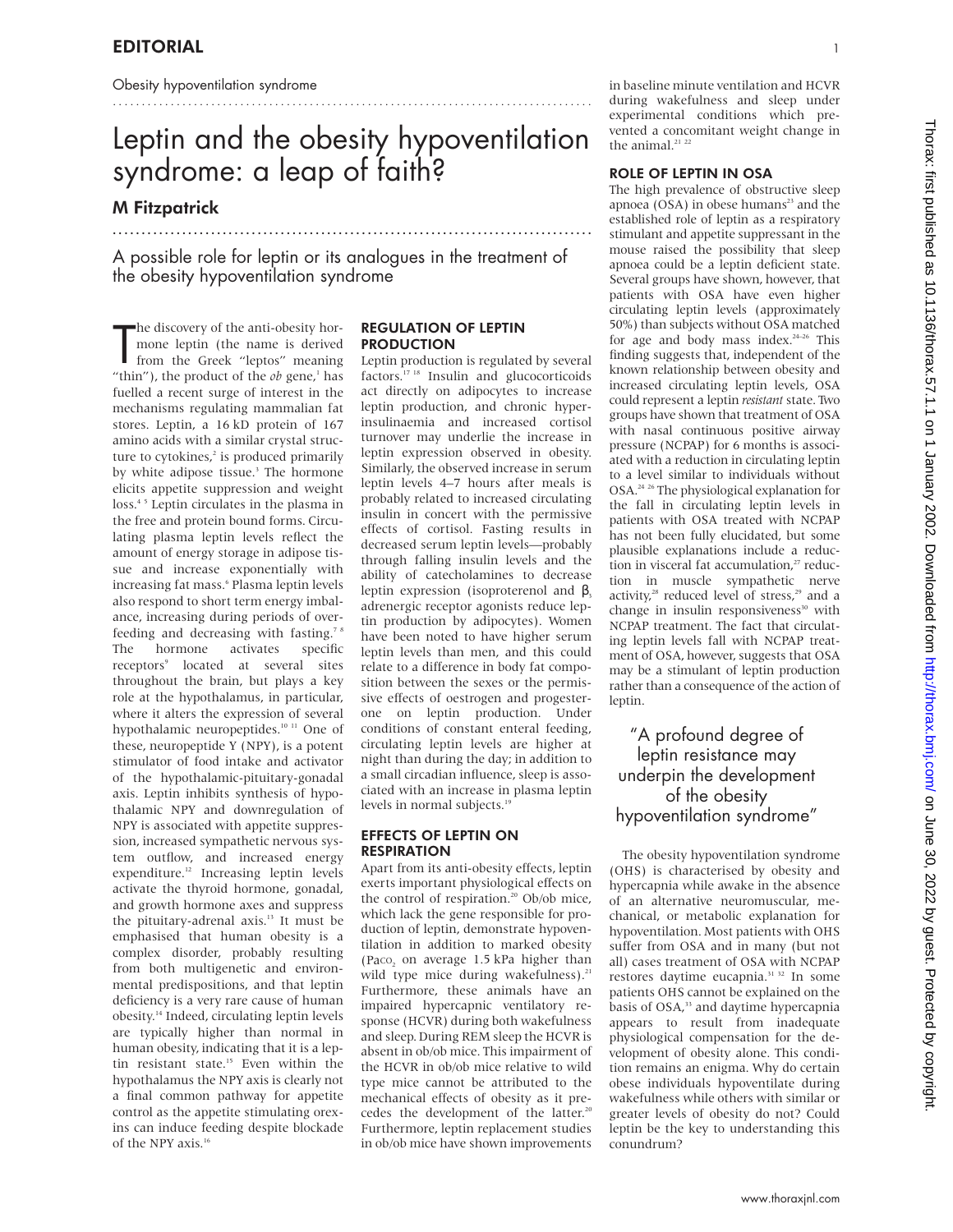EDITORIAL

Obesity hypoventilation syndrome

# Leptin and the obesity hypoventilation syndrome: a leap of faith?

## M Fitzpatrick

A possible role for leptin or its analogues in the treatment of the obesity hypoventilation syndrome

The discovery of the anti-obesity hormone leptin (the name is derived from the Greek "leptos" meaning "thin"), the product of the *ob* gene,[1] has fuelled a recent surge of interest in the mechanisms regulating mammalian fat stores. Leptin, a 16 kD protein of 167 amino acids with a similar crystal structure to cytokines,[2] is produced primarily by white adipose tissue.[3] The hormone elicits appetite suppression and weight loss.[4 5] Leptin circulates in the plasma in the free and protein bound forms. Circulating plasma leptin levels reflect the amount of energy storage in adipose tissue and increase exponentially with increasing fat mass.[6] Plasma leptin levels also respond to short term energy imbalance, increasing during periods of overfeeding and decreasing with fasting.[7 8] The hormone activates specific receptors[9] located at several sites throughout the brain, but plays a key role at the hypothalamus, in particular, where it alters the expression of several hypothalamic neuropeptides.[10 11] One of these, neuropeptide Y (NPY), is a potent stimulator of food intake and activator of the hypothalamic-pituitary-gonadal axis. Leptin inhibits synthesis of hypothalamic NPY and downregulation of NPY is associated with appetite suppression, increased sympathetic nervous system outflow, and increased energy expenditure.[12] Increasing leptin levels activate the thyroid hormone, gonadal, and growth hormone axes and suppress the pituitary-adrenal axis.[13] It must be emphasised that human obesity is a complex disorder, probably resulting from both multigenetic and environmental predispositions, and that leptin deficiency is a very rare cause of human obesity.[14] Indeed, circulating leptin levels are typically higher than normal in human obesity, indicating that it is a leptin resistant state.[15] Even within the hypothalamus the NPY axis is clearly not a final common pathway for appetite control as the appetite stimulating orexins can induce feeding despite blockade of the NPY axis.[16]

### REGULATION OF LEPTIN PRODUCTION

Leptin production is regulated by several factors.[17 18] Insulin and glucocorticoids act directly on adipocytes to increase leptin production, and chronic hyperinsulinaemia and increased cortisol turnover may underlie the increase in leptin expression observed in obesity. Similarly, the observed increase in serum leptin levels 4–7 hours after meals is probably related to increased circulating insulin in concert with the permissive effects of cortisol. Fasting results in decreased serum leptin levels—probably through falling insulin levels and the ability of catecholamines to decrease leptin expression (isoproterenol and $\beta_3$ adrenergic receptor agonists reduce leptin production by adipocytes). Women have been noted to have higher serum leptin levels than men, and this could relate to a difference in body fat composition between the sexes or the permissive effects of oestrogen and progesterone on leptin production. Under conditions of constant enteral feeding, circulating leptin levels are higher at night than during the day; in addition to a small circadian influence, sleep is associated with an increase in plasma leptin levels in normal subjects.[19]

### EFFECTS OF LEPTIN ON RESPIRATION

Apart from its anti-obesity effects, leptin exerts important physiological effects on the control of respiration.[20] Ob/ob mice, which lack the gene responsible for production of leptin, demonstrate hypoventilation in addition to marked obesity ($Pa{CO_2}$ on average 1.5 kPa higher than wild type mice during wakefulness).[21] Furthermore, these animals have an impaired hypercapnic ventilatory response (HCVR) during both wakefulness and sleep. During REM sleep the HCVR is absent in ob/ob mice. This impairment of the HCVR in ob/ob mice relative to wild type mice cannot be attributed to the mechanical effects of obesity as it precedes the development of the latter.[20] Furthermore, leptin replacement studies in ob/ob mice have shown improvements in baseline minute ventilation and HCVR during wakefulness and sleep under experimental conditions which prevented a concomitant weight change in the animal.[21 22]

### ROLE OF LEPTIN IN OSA

The high prevalence of obstructive sleep apnoea (OSA) in obese humans[23] and the established role of leptin as a respiratory stimulant and appetite suppressant in the mouse raised the possibility that sleep apnoea could be a leptin deficient state. Several groups have shown, however, that patients with OSA have even higher circulating leptin levels (approximately 50%) than subjects without OSA matched for age and body mass index.[24–26] This finding suggests that, independent of the known relationship between obesity and increased circulating leptin levels, OSA could represent a leptin *resistant* state. Two groups have shown that treatment of OSA with nasal continuous positive airway pressure (NCPAP) for 6 months is associated with a reduction in circulating leptin to a level similar to individuals without OSA.[24 26] The physiological explanation for the fall in circulating leptin levels in patients with OSA treated with NCPAP has not been fully elucidated, but some plausible explanations include a reduction in visceral fat accumulation,[27] reduction in muscle sympathetic nerve activity,[28] reduced level of stress,[29] and a change in insulin responsiveness[30] with NCPAP treatment. The fact that circulating leptin levels fall with NCPAP treatment of OSA, however, suggests that OSA may be a stimulant of leptin production rather than a consequence of the action of leptin.

> "A profound degree of leptin resistance may underpin the development of the obesity hypoventilation syndrome"

The obesity hypoventilation syndrome (OHS) is characterised by obesity and hypercapnia while awake in the absence of an alternative neuromuscular, mechanical, or metabolic explanation for hypoventilation. Most patients with OHS suffer from OSA and in many (but not all) cases treatment of OSA with NCPAP restores daytime eucapnia.[31 32] In some patients OHS cannot be explained on the basis of OSA,[33] and daytime hypercapnia appears to result from inadequate physiological compensation for the development of obesity alone. This condition remains an enigma. Why do certain obese individuals hypoventilate during wakefulness while others with similar or greater levels of obesity do not? Could leptin be the key to understanding this conundrum?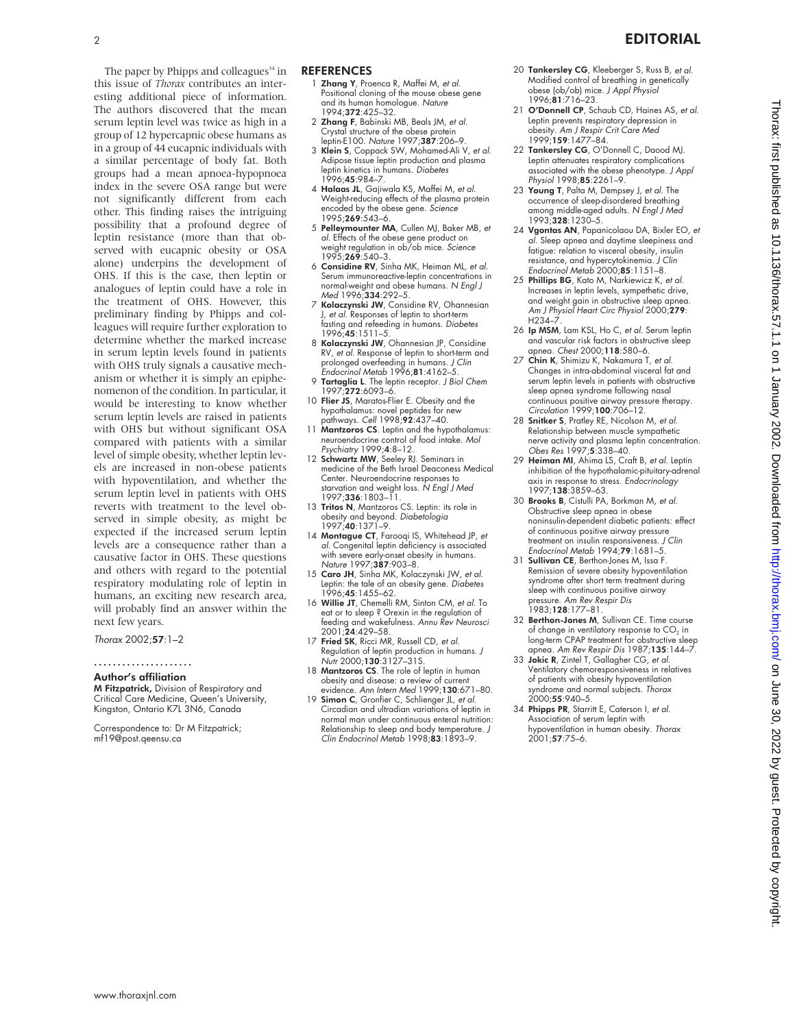The paper by Phipps and colleagues[34] in this issue of *Thorax* contributes an interesting additional piece of information. The authors discovered that the mean serum leptin level was twice as high in a group of 12 hypercapnic obese humans as in a group of 44 eucapnic individuals with a similar percentage of body fat. Both groups had a mean apnoea-hypopnoea index in the severe OSA range but were not significantly different from each other. This finding raises the intriguing possibility that a profound degree of leptin resistance (more than that observed with eucapnic obesity or OSA alone) underpins the development of OHS. If this is the case, then leptin or analogues of leptin could have a role in the treatment of OHS. However, this preliminary finding by Phipps and colleagues will require further exploration to determine whether the marked increase in serum leptin levels found in patients with OHS truly signals a causative mechanism or whether it is simply an epiphenomenon of the condition. In particular, it would be interesting to know whether serum leptin levels are raised in patients with OHS but without significant OSA compared with patients with a similar level of simple obesity, whether leptin levels are increased in non-obese patients with hypoventilation, and whether the serum leptin level in patients with OHS reverts with treatment to the level observed in simple obesity, as might be expected if the increased serum leptin levels are a consequence rather than a causative factor in OHS. These questions and others with regard to the potential respiratory modulating role of leptin in humans, an exciting new research area, will probably find an answer within the next few years.

*Thorax* 2002;**57**:1–2

.....................

### Author's affiliation

**M Fitzpatrick,** Division of Respiratory and Critical Care Medicine, Queen's University, Kingston, Ontario K7L 3N6, Canada

Correspondence to: Dr M Fitzpatrick; mf19@post.qeensu.ca

## REFERENCES

1 **Zhang Y**, Proenca R, Maffei M, *et al.* Positional cloning of the mouse obese gene and its human homologue. *Nature* 1994;**372**:425–32.
2 **Zhang F**, Babinski MB, Beals JM, *et al.* Crystal structure of the obese protein leptin-E100. *Nature* 1997;**387**:206–9.
3 **Klein S**, Coppack SW, Mohamed-Ali V, *et al.* Adipose tissue leptin production and plasma leptin kinetics in humans. *Diabetes* 1996;**45**:984–7.
4 **Halaas JL**, Gajiwala KS, Maffei M, *et al.* Weight-reducing effects of the plasma protein encoded by the obese gene. *Science* 1995;**269**:543–6.
5 **Pelleymounter MA**, Cullen MJ, Baker MB, *et al.* Effects of the obese gene product on weight regulation in ob/ob mice. *Science* 1995;**269**:540–3.
6 **Considine RV**, Sinha MK, Heiman ML, *et al.* Serum immunoreactive-leptin concentrations in normal-weight and obese humans. *N Engl J Med* 1996;**334**:292–5.
7 **Kolaczynski JW**, Considine RV, Ohannesian J, *et al.* Responses of leptin to short-term fasting and refeeding in humans. *Diabetes* 1996;**45**:1511–5.
8 **Kolaczynski JW**, Ohannesian JP, Considine RV, *et al.* Response of leptin to short-term and prolonged overfeeding in humans. *J Clin Endocrinol Metab* 1996;**81**:4162–5.
9 **Tartaglia L**. The leptin receptor. *J Biol Chem* 1997;**272**:6093–6.
10 **Flier JS**, Maratos-Flier E. Obesity and the hypothalamus: novel peptides for new pathways. *Cell* 1998;**92**:437–40.
11 **Mantzoros CS**. Leptin and the hypothalamus: neuroendocrine control of food intake. *Mol Psychiatry* 1999;**4**:8–12.
12 **Schwartz MW**, Seeley RJ. Seminars in medicine of the Beth Israel Deaconess Medical Center. Neuroendocrine responses to starvation and weight loss. *N Engl J Med* 1997;**336**:1803–11.
13 **Tritos N**, Mantzoros CS. Leptin: its role in obesity and beyond. *Diabetologia* 1997;**40**:1371–9.
14 **Montague CT**, Farooqi IS, Whitehead JP, *et al.* Congenital leptin deficiency is associated with severe early-onset obesity in humans. *Nature* 1997;**387**:903–8.
15 **Caro JH**, Sinha MK, Kolaczynski JW, *et al.* Leptin: the tale of an obesity gene. *Diabetes* 1996;**45**:1455–62.
16 **Willie JT**, Chemelli RM, Sinton CM, *et al.* To eat or to sleep ? Orexin in the regulation of feeding and wakefulness. *Annu Rev Neurosci* 2001;**24**:429–58.
17 **Fried SK**, Ricci MR, Russell CD, *et al.* Regulation of leptin production in humans. *J Nutr* 2000;**130**:3127–31S.
18 **Mantzoros CS**. The role of leptin in human obesity and disease: a review of current evidence. *Ann Intern Med* 1999;**130**:671–80.
19 **Simon C**, Gronfier C, Schlienger JL, *et al.* Circadian and ultradian variations of leptin in normal man under continuous enteral nutrition: Relationship to sleep and body temperature. *J Clin Endocrinol Metab* 1998;**83**:1893–9.
20 **Tankersley CG**, Kleeberger S, Russ B, *et al.* Modified control of breathing in genetically obese (ob/ob) mice. *J Appl Physiol* 1996;**81**:716–23.
21 **O'Donnell CP**, Schaub CD, Haines AS, *et al.* Leptin prevents respiratory depression in obesity. *Am J Respir Crit Care Med* 1999;**159**:1477–84.
22 **Tankersley CG**, O'Donnell C, Daood MJ. Leptin attenuates respiratory complications associated with the obese phenotype. *J Appl Physiol* 1998;**85**:2261–9.
23 **Young T**, Palta M, Dempsey J, *et al.* The occurrence of sleep-disordered breathing among middle-aged adults. *N Engl J Med* 1993;**328**:1230–5.
24 **Vgontas AN**, Papanicolaou DA, Bixler EO, *et al.* Sleep apnea and daytime sleepiness and fatigue: relation to visceral obesity, insulin resistance, and hypercytokinemia. *J Clin Endocrinol Metab* 2000;**85**:1151–8.
25 **Phillips BG**, Kato M, Narkiewicz K, *et al.* Increases in leptin levels, sympathetic drive, and weight gain in obstructive sleep apnea. *Am J Physiol Heart Circ Physiol* 2000;**279**: H234–7.
26 **Ip MSM**, Lam KSL, Ho C, *et al.* Serum leptin and vascular risk factors in obstructive sleep apnea. *Chest* 2000;**118**:580–6.
27 **Chin K**, Shimizu K, Nakamura T, *et al.* Changes in intra-abdominal visceral fat and serum leptin levels in patients with obstructive sleep apnea syndrome following nasal continuous positive airway pressure therapy. *Circulation* 1999;**100**:706–12.
28 **Snitker S**, Pratley RE, Nicolson M, *et al.* Relationship between muscle sympathetic nerve activity and plasma leptin concentration. *Obes Res* 1997;**5**:338–40.
29 **Heiman MI**, Ahima LS, Craft B, *et al.* Leptin inhibition of the hypothalamic-pituitary-adrenal axis in response to stress. *Endocrinology* 1997;**138**:3859–63.
30 **Brooks B**, Cistulli PA, Borkman M, *et al.* Obstructive sleep apnea in obese noninsulin-dependent diabetic patients: effect of continuous positive airway pressure treatment on insulin responsiveness. *J Clin Endocrinol Metab* 1994;**79**:1681–5.
31 **Sullivan CE**, Berthon-Jones M, Issa F. Remission of severe obesity hypoventilation syndrome after short term treatment during sleep with continuous positive airway pressure. *Am Rev Respir Dis* 1983;**128**:177–81.
32 **Berthon-Jones M**, Sullivan CE. Time course of change in ventilatory response to $CO_2$ in long-term CPAP treatment for obstructive sleep apnea. *Am Rev Respir Dis* 1987;**135**:144–7.
33 **Jokic R**, Zintel T, Gallagher CG, *et al.* Ventilatory chemoresponsiveness in relatives of patients with obesity hypoventilation syndrome and normal subjects. *Thorax* 2000;**55**:940–5.
34 **Phipps PR**, Starritt E, Caterson I, *et al.* Association of serum leptin with hypoventilation in human obesity. *Thorax* 2001;**57**:75–6.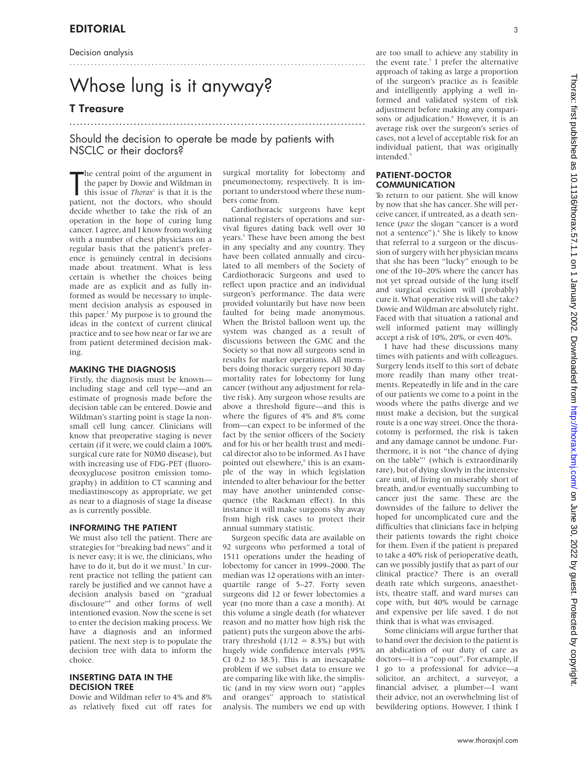EDITORIAL

Decision analysis

# Whose lung is it anyway?

## T Treasure

### Should the decision to operate be made by patients with NSCLC or their doctors?

The central point of the argument in the paper by Dowie and Wildman in this issue of *Thorax*[1] is that it is the patient, not the doctors, who should decide whether to take the risk of an operation in the hope of curing lung cancer. I agree, and I know from working with a number of chest physicians on a regular basis that the patient's preference is genuinely central in decisions made about treatment. What is less certain is whether the choices being made are as explicit and as fully informed as would be necessary to implement decision analysis as espoused in this paper.[2] My purpose is to ground the ideas in the context of current clinical practice and to see how near or far we are from patient determined decision making.

### MAKING THE DIAGNOSIS

Firstly, the diagnosis must be known—including stage and cell type—and an estimate of prognosis made before the decision table can be entered. Dowie and Wildman's starting point is stage Ia non-small cell lung cancer. Clinicians will know that preoperative staging is never certain (if it were, we could claim a 100% surgical cure rate for N0M0 disease), but with increasing use of FDG-PET (fluorodeoxyglucose positron emission tomography) in addition to CT scanning and mediastinoscopy as appropriate, we get as near to a diagnosis of stage Ia disease as is currently possible.

### INFORMING THE PATIENT

We must also tell the patient. There are strategies for "breaking bad news" and it is never easy; it is we, the clinicians, who have to do it, but do it we must.[3] In current practice not telling the patient can rarely be justified and we cannot have a decision analysis based on "gradual disclosure"[4] and other forms of well intentioned evasion. Now the scene is set to enter the decision making process. We have a diagnosis and an informed patient. The next step is to populate the decision tree with data to inform the choice.

### INSERTING DATA IN THE DECISION TREE

Dowie and Wildman refer to 4% and 8% as relatively fixed cut off rates for surgical mortality for lobectomy and pneumonectomy, respectively. It is important to understood where these numbers come from.

Cardiothoracic surgeons have kept national registers of operations and survival figures dating back well over 30 years.[5] These have been among the best in any specialty and any country. They have been collated annually and circulated to all members of the Society of Cardiothoracic Surgeons and used to reflect upon practice and an individual surgeon's performance. The data were provided voluntarily but have now been faulted for being made anonymous. When the Bristol balloon went up, the system was changed as a result of discussions between the GMC and the Society so that now all surgeons send in results for marker operations. All members doing thoracic surgery report 30 day mortality rates for lobectomy for lung cancer (without any adjustment for relative risk). Any surgeon whose results are above a threshold figure—and this is where the figures of 4% and 8% come from—can expect to be informed of the fact by the senior officers of the Society and for his or her health trust and medical director also to be informed. As I have pointed out elsewhere,[6] this is an example of the way in which legislation intended to alter behaviour for the better may have another unintended consequence (the Rackman effect). In this instance it will make surgeons shy away from high risk cases to protect their annual summary statistic.

Surgeon specific data are available on 92 surgeons who performed a total of 1511 operations under the heading of lobectomy for cancer in 1999–2000. The median was 12 operations with an interquartile range of 5–27. Forty seven surgeons did 12 or fewer lobectomies a year (no more than a case a month). At this volume a single death (for whatever reason and no matter how high risk the patient) puts the surgeon above the arbitrary threshold ($1/12 = 8.3\%$) but with hugely wide confidence intervals (95% CI 0.2 to 38.5). This is an inescapable problem if we subset data to ensure we are comparing like with like, the simplistic (and in my view worn out) "apples and oranges" approach to statistical analysis. The numbers we end up with are too small to achieve any stability in the event rate.[7] I prefer the alternative approach of taking as large a proportion of the surgeon's practice as is feasible and intelligently applying a well informed and validated system of risk adjustment before making any comparisons or adjudication.[8] However, it is an average risk over the surgeon's series of cases, not a level of acceptable risk for an individual patient, that was originally intended.[9]

### PATIENT-DOCTOR COMMUNICATION

To return to our patient. She will know by now that she has cancer. She will perceive cancer, if untreated, as a death sentence (*pace* the slogan "cancer is a word not a sentence").[4] She is likely to know that referral to a surgeon or the discussion of surgery with her physician means that she has been "lucky" enough to be one of the 10–20% where the cancer has not yet spread outside of the lung itself and surgical excision will (probably) cure it. What operative risk will she take? Dowie and Wildman are absolutely right. Faced with that situation a rational and well informed patient may willingly accept a risk of 10%, 20%, or even 40%.

I have had these discussions many times with patients and with colleagues. Surgery lends itself to this sort of debate more readily than many other treatments. Repeatedly in life and in the care of our patients we come to a point in the woods where the paths diverge and we must make a decision, but the surgical route is a one way street. Once the thoracotomy is performed, the risk is taken and any damage cannot be undone. Furthermore, it is not "the chance of dying on the table"[1] (which is extraordinarily rare), but of dying slowly in the intensive care unit, of living on miserably short of breath, and/or eventually succumbing to cancer just the same. These are the downsides of the failure to deliver the hoped for uncomplicated cure and the difficulties that clinicians face in helping their patients towards the right choice for them. Even if the patient is prepared to take a 40% risk of perioperative death, can we possibly justify that as part of our clinical practice? There is an overall death rate which surgeons, anaesthetists, theatre staff, and ward nurses can cope with, but 40% would be carnage and expensive per life saved. I do not think that is what was envisaged.

Some clinicians will argue further that to hand over the decision to the patient is an abdication of our duty of care as doctors—it is a "cop out". For example, if I go to a professional for advice—a solicitor, an architect, a surveyor, a financial adviser, a plumber—I want their advice, not an overwhelming list of bewildering options. However, I think I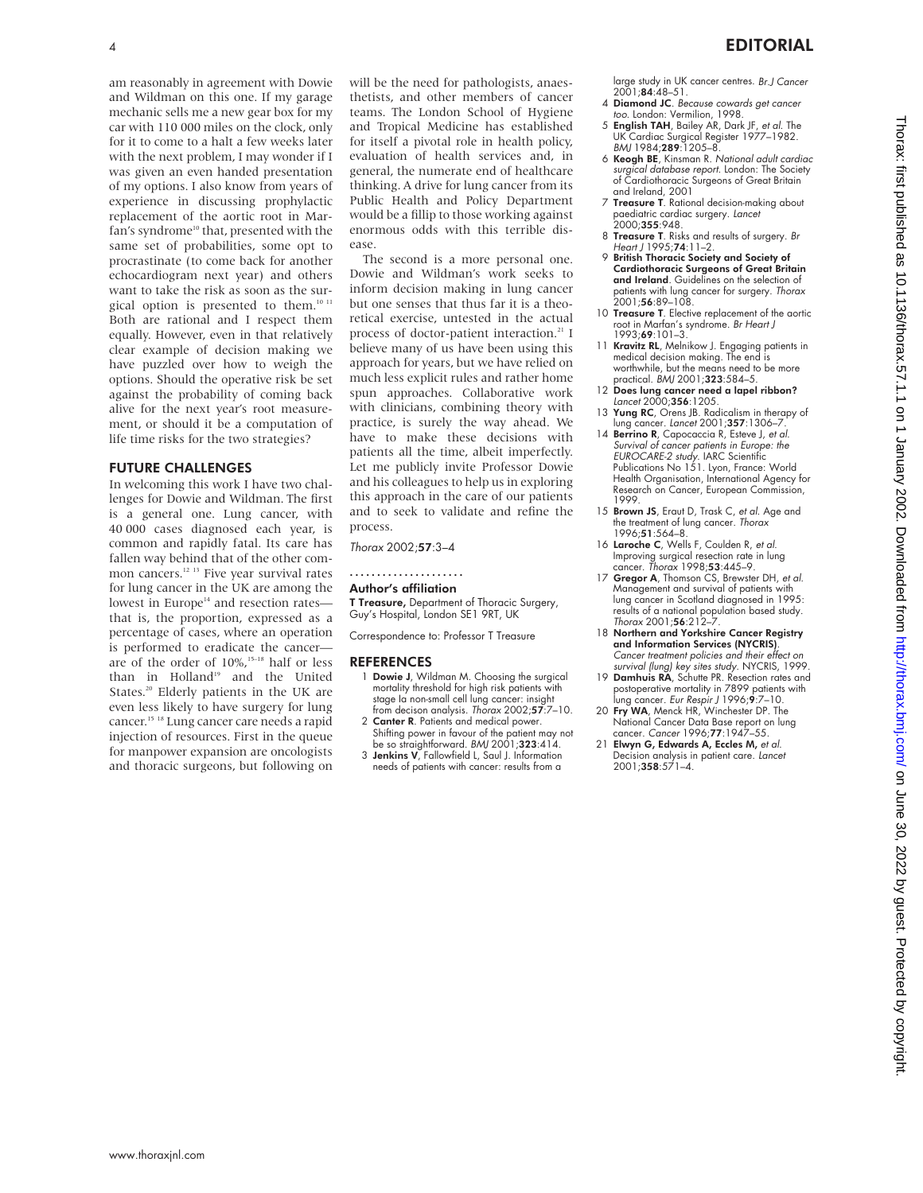am reasonably in agreement with Dowie and Wildman on this one. If my garage mechanic sells me a new gear box for my car with 110 000 miles on the clock, only for it to come to a halt a few weeks later with the next problem, I may wonder if I was given an even handed presentation of my options. I also know from years of experience in discussing prophylactic replacement of the aortic root in Marfan's syndrome[10] that, presented with the same set of probabilities, some opt to procrastinate (to come back for another echocardiogram next year) and others want to take the risk as soon as the surgical option is presented to them.[10 11] Both are rational and I respect them equally. However, even in that relatively clear example of decision making we have puzzled over how to weigh the options. Should the operative risk be set against the probability of coming back alive for the next year's root measurement, or should it be a computation of life time risks for the two strategies?

## FUTURE CHALLENGES

In welcoming this work I have two challenges for Dowie and Wildman. The first is a general one. Lung cancer, with 40 000 cases diagnosed each year, is common and rapidly fatal. Its care has fallen way behind that of the other common cancers.[12 13] Five year survival rates for lung cancer in the UK are among the lowest in Europe[14] and resection rates—that is, the proportion, expressed as a percentage of cases, where an operation is performed to eradicate the cancer—are of the order of 10%,[15–18] half or less than in Holland[19] and the United States.[20] Elderly patients in the UK are even less likely to have surgery for lung cancer.[15 18] Lung cancer care needs a rapid injection of resources. First in the queue for manpower expansion are oncologists and thoracic surgeons, but following on will be the need for pathologists, anaesthetists, and other members of cancer teams. The London School of Hygiene and Tropical Medicine has established for itself a pivotal role in health policy, evaluation of health services and, in general, the numerate end of healthcare thinking. A drive for lung cancer from its Public Health and Policy Department would be a fillip to those working against enormous odds with this terrible disease.

The second is a more personal one. Dowie and Wildman's work seeks to inform decision making in lung cancer but one senses that thus far it is a theoretical exercise, untested in the actual process of doctor-patient interaction.[21] I believe many of us have been using this approach for years, but we have relied on much less explicit rules and rather home spun approaches. Collaborative work with clinicians, combining theory with practice, is surely the way ahead. We have to make these decisions with patients all the time, albeit imperfectly. Let me publicly invite Professor Dowie and his colleagues to help us in exploring this approach in the care of our patients and to seek to validate and refine the process.

*Thorax* 2002;**57**:3–4

### Author's affiliation

**T Treasure,** Department of Thoracic Surgery, Guy's Hospital, London SE1 9RT, UK

Correspondence to: Professor T Treasure

## REFERENCES

1. **Dowie J**, Wildman M. Choosing the surgical mortality threshold for high risk patients with stage Ia non-small cell lung cancer: insight from decison analysis. *Thorax* 2002;**57**:7–10.
2. **Canter R**. Patients and medical power. Shifting power in favour of the patient may not be so straightforward. *BMJ* 2001;**323**:414.
3. **Jenkins V**, Fallowfield L, Saul J. Information needs of patients with cancer: results from a large study in UK cancer centres. *Br J Cancer* 2001;**84**:48–51.
4. **Diamond JC**. *Because cowards get cancer too*. London: Vermilion, 1998.
5. **English TAH**, Bailey AR, Dark JF, *et al*. The UK Cardiac Surgical Register 1977–1982. *BMJ* 1984;**289**:1205–8.
6. **Keogh BE**, Kinsman R. *National adult cardiac surgical database report*. London: The Society of Cardiothoracic Surgeons of Great Britain and Ireland, 2001
7. **Treasure T**. Rational decision-making about paediatric cardiac surgery. *Lancet* 2000;**355**:948.
8. **Treasure T**. Risks and results of surgery. *Br Heart J* 1995;**74**:11–2.
9. **British Thoracic Society and Society of Cardiothoracic Surgeons of Great Britain and Ireland**. Guidelines on the selection of patients with lung cancer for surgery. *Thorax* 2001;**56**:89–108.
10. **Treasure T**. Elective replacement of the aortic root in Marfan's syndrome. *Br Heart J* 1993;**69**:101–3.
11. **Kravitz RL**, Melnikow J. Engaging patients in medical decision making. The end is worthwhile, but the means need to be more practical. *BMJ* 2001;**323**:584–5.
12. **Does lung cancer need a lapel ribbon?** *Lancet* 2000;**356**:1205.
13. **Yung RC**, Orens JB. Radicalism in therapy of lung cancer. *Lancet* 2001;**357**:1306–7.
14. **Berrino R**, Capocaccia R, Esteve J, *et al*. *Survival of cancer patients in Europe: the EUROCARE-2 study*. IARC Scientific Publications No 151. Lyon, France: World Health Organisation, International Agency for Research on Cancer, European Commission, 1999.
15. **Brown JS**, Eraut D, Trask C, *et al*. Age and the treatment of lung cancer. *Thorax* 1996;**51**:564–8.
16. **Laroche C**, Wells F, Coulden R, *et al*. Improving surgical resection rate in lung cancer. *Thorax* 1998;**53**:445–9.
17. **Gregor A**, Thomson CS, Brewster DH, *et al*. Management and survival of patients with lung cancer in Scotland diagnosed in 1995: results of a national population based study. *Thorax* 2001;**56**:212–7.
18. **Northern and Yorkshire Cancer Registry and Information Services (NYCRIS)**. *Cancer treatment policies and their effect on survival (lung) key sites study*. NYCRIS, 1999.
19. **Damhuis RA**, Schutte PR. Resection rates and postoperative mortality in 7899 patients with lung cancer. *Eur Respir J* 1996;**9**:7–10.
20. **Fry WA**, Menck HR, Winchester DP. The National Cancer Data Base report on lung cancer. *Cancer* 1996;**77**:1947–55.
21. **Elwyn G, Edwards A, Eccles M,** *et al*. Decision analysis in patient care. *Lancet* 2001;**358**:571–4.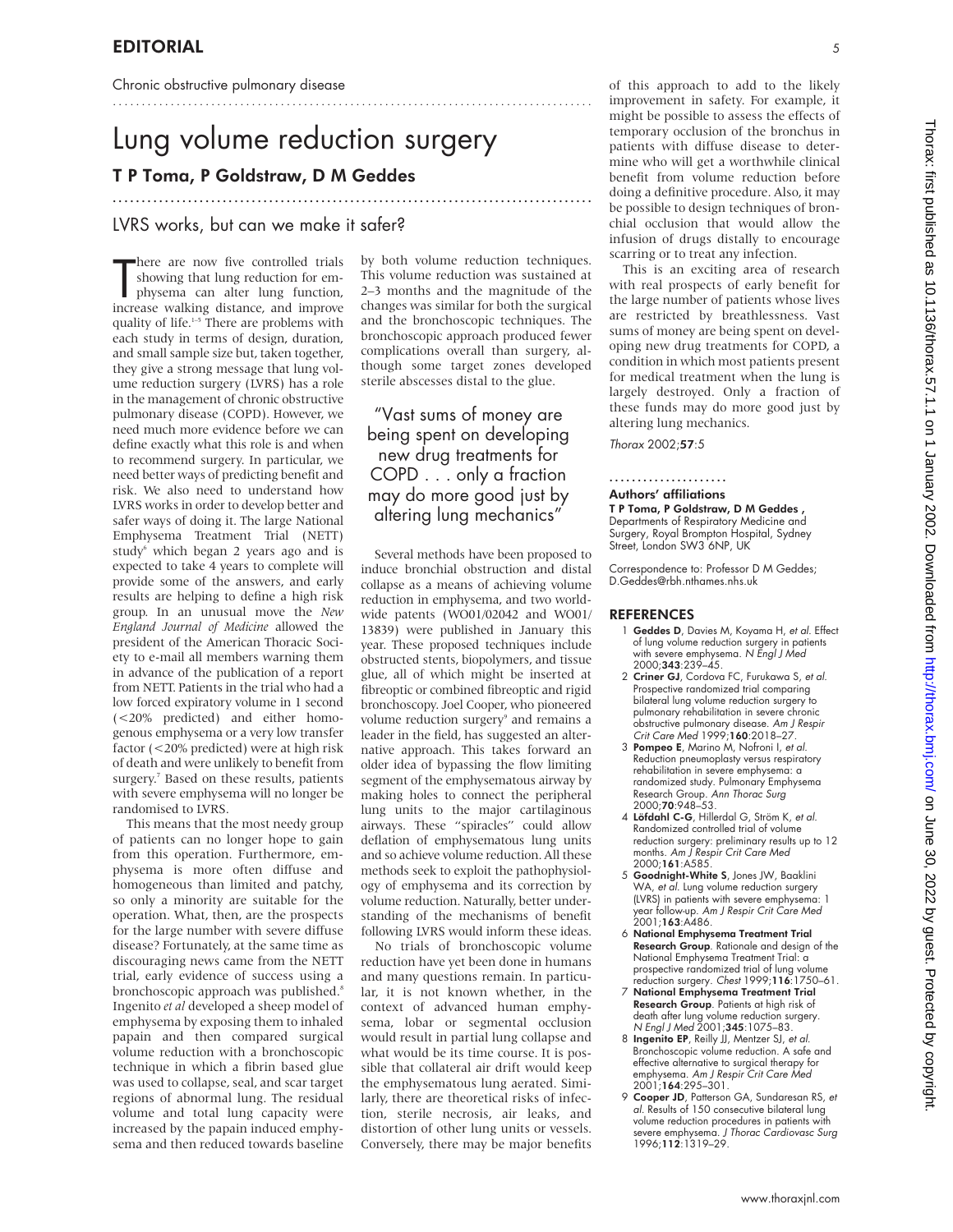Chronic obstructive pulmonary disease

# Lung volume reduction surgery

**T P Toma, P Goldstraw, D M Geddes**

## LVRS works, but can we make it safer?

There are now five controlled trials showing that lung reduction for emphysema can alter lung function, increase walking distance, and improve quality of life.[1–5] There are problems with each study in terms of design, duration, and small sample size but, taken together, they give a strong message that lung volume reduction surgery (LVRS) has a role in the management of chronic obstructive pulmonary disease (COPD). However, we need much more evidence before we can define exactly what this role is and when to recommend surgery. In particular, we need better ways of predicting benefit and risk. We also need to understand how LVRS works in order to develop better and safer ways of doing it. The large National Emphysema Treatment Trial (NETT) study[6] which began 2 years ago and is expected to take 4 years to complete will provide some of the answers, and early results are helping to define a high risk group. In an unusual move the *New England Journal of Medicine* allowed the president of the American Thoracic Society to e-mail all members warning them in advance of the publication of a report from NETT. Patients in the trial who had a low forced expiratory volume in 1 second (<20% predicted) and either homogenous emphysema or a very low transfer factor (<20% predicted) were at high risk of death and were unlikely to benefit from surgery.[7] Based on these results, patients with severe emphysema will no longer be randomised to LVRS.

This means that the most needy group of patients can no longer hope to gain from this operation. Furthermore, emphysema is more often diffuse and homogeneous than limited and patchy, so only a minority are suitable for the operation. What, then, are the prospects for the large number with severe diffuse disease? Fortunately, at the same time as discouraging news came from the NETT trial, early evidence of success using a bronchoscopic approach was published.[8] Ingenito *et al* developed a sheep model of emphysema by exposing them to inhaled papain and then compared surgical volume reduction with a bronchoscopic technique in which a fibrin based glue was used to collapse, seal, and scar target regions of abnormal lung. The residual volume and total lung capacity were increased by the papain induced emphysema and then reduced towards baseline by both volume reduction techniques. This volume reduction was sustained at 2–3 months and the magnitude of the changes was similar for both the surgical and the bronchoscopic techniques. The bronchoscopic approach produced fewer complications overall than surgery, although some target zones developed sterile abscesses distal to the glue.

> "Vast sums of money are being spent on developing new drug treatments for COPD . . . only a fraction may do more good just by altering lung mechanics"

Several methods have been proposed to induce bronchial obstruction and distal collapse as a means of achieving volume reduction in emphysema, and two worldwide patents (WO01/02042 and WO01/13839) were published in January this year. These proposed techniques include obstructed stents, biopolymers, and tissue glue, all of which might be inserted at fibreoptic or combined fibreoptic and rigid bronchoscopy. Joel Cooper, who pioneered volume reduction surgery[9] and remains a leader in the field, has suggested an alternative approach. This takes forward an older idea of bypassing the flow limiting segment of the emphysematous airway by making holes to connect the peripheral lung units to the major cartilaginous airways. These "spiracles" could allow deflation of emphysematous lung units and so achieve volume reduction. All these methods seek to exploit the pathophysiology of emphysema and its correction by volume reduction. Naturally, better understanding of the mechanisms of benefit following LVRS would inform these ideas.

No trials of bronchoscopic volume reduction have yet been done in humans and many questions remain. In particular, it is not known whether, in the context of advanced human emphysema, lobar or segmental occlusion would result in partial lung collapse and what would be its time course. It is possible that collateral air drift would keep the emphysematous lung aerated. Similarly, there are theoretical risks of infection, sterile necrosis, air leaks, and distortion of other lung units or vessels. Conversely, there may be major benefits of this approach to add to the likely improvement in safety. For example, it might be possible to assess the effects of temporary occlusion of the bronchus in patients with diffuse disease to determine who will get a worthwhile clinical benefit from volume reduction before doing a definitive procedure. Also, it may be possible to design techniques of bronchial occlusion that would allow the infusion of drugs distally to encourage scarring or to treat any infection.

This is an exciting area of research with real prospects of early benefit for the large number of patients whose lives are restricted by breathlessness. Vast sums of money are being spent on developing new drug treatments for COPD, a condition in which most patients present for medical treatment when the lung is largely destroyed. Only a fraction of these funds may do more good just by altering lung mechanics.

*Thorax* 2002;**57**:5

### Authors' affiliations

**T P Toma, P Goldstraw, D M Geddes ,** Departments of Respiratory Medicine and Surgery, Royal Brompton Hospital, Sydney Street, London SW3 6NP, UK

Correspondence to: Professor D M Geddes; D.Geddes@rbh.nthames.nhs.uk

## REFERENCES

1. **Geddes D**, Davies M, Koyama H, *et al.* Effect of lung volume reduction surgery in patients with severe emphysema. *N Engl J Med* 2000;**343**:239–45.
2. **Criner GJ**, Cordova FC, Furukawa S, *et al.* Prospective randomized trial comparing bilateral lung volume reduction surgery to pulmonary rehabilitation in severe chronic obstructive pulmonary disease. *Am J Respir Crit Care Med* 1999;**160**:2018–27.
3. **Pompeo E**, Marino M, Nofroni I, *et al.* Reduction pneumoplasty versus respiratory rehabilitation in severe emphysema: a randomized study. Pulmonary Emphysema Research Group. *Ann Thorac Surg* 2000;**70**:948–53.
4. **Löfdahl C-G**, Hillerdal G, Ström K, *et al.* Randomized controlled trial of volume reduction surgery: preliminary results up to 12 months. *Am J Respir Crit Care Med* 2000;**161**:A585.
5. **Goodnight-White S**, Jones JW, Baaklini WA, *et al.* Lung volume reduction surgery (LVRS) in patients with severe emphysema: 1 year follow-up. *Am J Respir Crit Care Med* 2001;**163**:A486.
6. **National Emphysema Treatment Trial Research Group**. Rationale and design of the National Emphysema Treatment Trial: a prospective randomized trial of lung volume reduction surgery. *Chest* 1999;**116**:1750–61.
7. **National Emphysema Treatment Trial Research Group**. Patients at high risk of death after lung volume reduction surgery. *N Engl J Med* 2001;**345**:1075–83.
8. **Ingenito EP**, Reilly JJ, Mentzer SJ, *et al.* Bronchoscopic volume reduction. A safe and effective alternative to surgical therapy for emphysema. *Am J Respir Crit Care Med* 2001;**164**:295–301.
9. **Cooper JD**, Patterson GA, Sundaresan RS, *et al.* Results of 150 consecutive bilateral lung volume reduction procedures in patients with severe emphysema. *J Thorac Cardiovasc Surg* 1996;**112**:1319–29.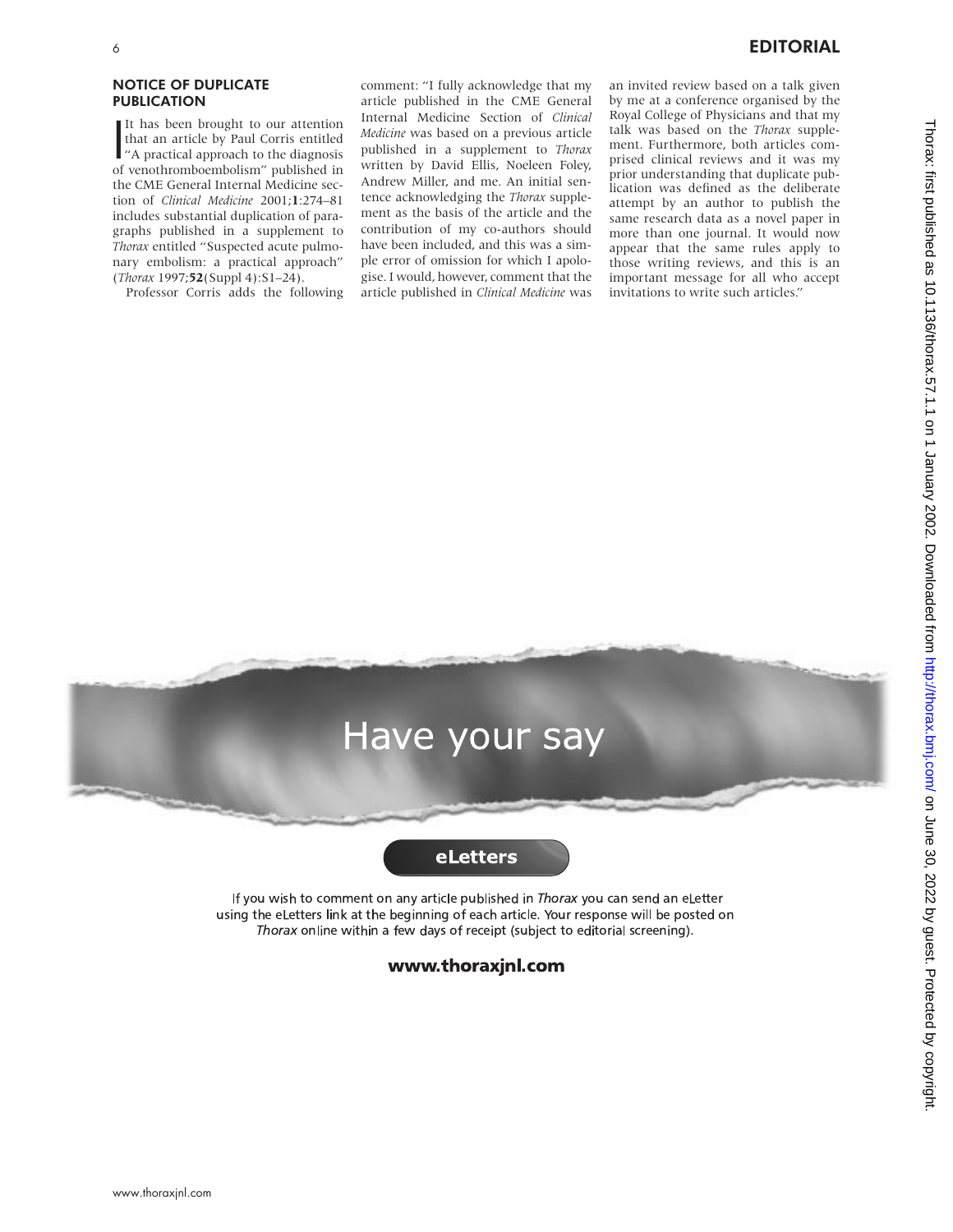## NOTICE OF DUPLICATE PUBLICATION

It has been brought to our attention that an article by Paul Corris entitled "A practical approach to the diagnosis of venothromboembolism" published in the CME General Internal Medicine section of *Clinical Medicine* 2001;**1**:274–81 includes substantial duplication of paragraphs published in a supplement to *Thorax* entitled "Suspected acute pulmonary embolism: a practical approach" (*Thorax* 1997;**52**(Suppl 4):S1–24).

Professor Corris adds the following comment: "I fully acknowledge that my article published in the CME General Internal Medicine Section of *Clinical Medicine* was based on a previous article published in a supplement to *Thorax* written by David Ellis, Noeleen Foley, Andrew Miller, and me. An initial sentence acknowledging the *Thorax* supplement as the basis of the article and the contribution of my co-authors should have been included, and this was a simple error of omission for which I apologise. I would, however, comment that the article published in *Clinical Medicine* was an invited review based on a talk given by me at a conference organised by the Royal College of Physicians and that my talk was based on the *Thorax* supplement. Furthermore, both articles comprised clinical reviews and it was my prior understanding that duplicate publication was defined as the deliberate attempt by an author to publish the same research data as a novel paper in more than one journal. It would now appear that the same rules apply to those writing reviews, and this is an important message for all who accept invitations to write such articles."

## Have your say

**eLetters**

If you wish to comment on any article published in *Thorax* you can send an eLetter using the eLetters link at the beginning of each article. Your response will be posted on *Thorax* online within a few days of receipt (subject to editorial screening).

**www.thoraxjnl.com**